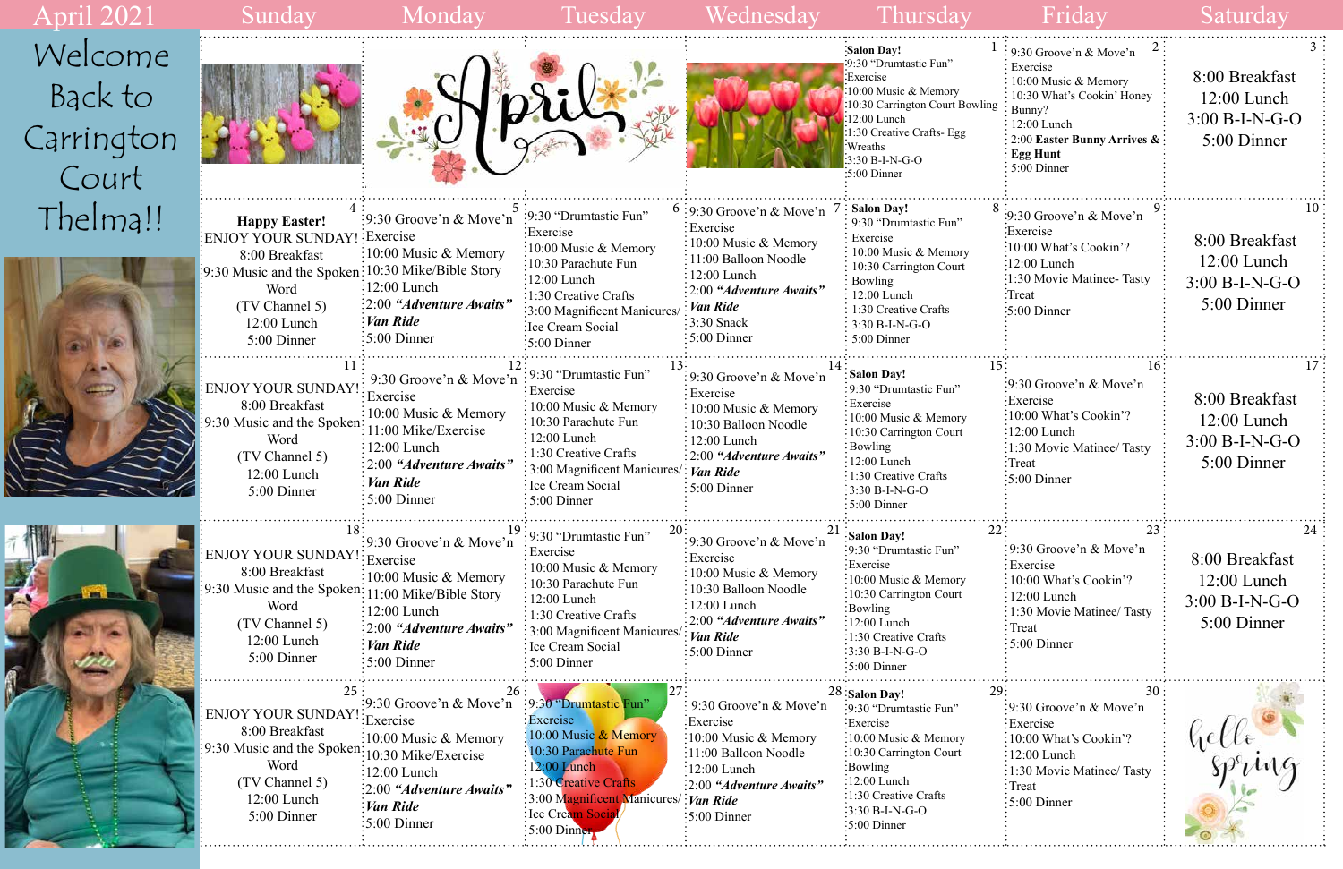# April 2021

Welcome Back to Carrington Court Thelma!!

| Sunday | Monday | Tuesday | Wednesday | Thursday | Friday | Saturday |
|---|---|---|---|---|---|---|
| | | | | **1** **Salon Day!** 9:30 "Drumtastic Fun" Exercise 10:00 Music & Memory 10:30 Carrington Court Bowling 12:00 Lunch 1:30 Creative Crafts- Egg Wreaths 3:30 B-I-N-G-O 5:00 Dinner | **2** 9:30 Groove'n & Move'n Exercise 10:00 Music & Memory 10:30 What's Cookin' Honey Bunny? 12:00 Lunch 2:00 **Easter Bunny Arrives & Egg Hunt** 5:00 Dinner | **3** 8:00 Breakfast 12:00 Lunch 3:00 B-I-N-G-O 5:00 Dinner |
| **4** **Happy Easter!** ENJOY YOUR SUNDAY! 8:00 Breakfast 9:30 Music and the Spoken Word (TV Channel 5) 12:00 Lunch 5:00 Dinner | **5** 9:30 Groove'n & Move'n Exercise 10:00 Music & Memory 10:30 Mike/Bible Story 12:00 Lunch 2:00 ***"Adventure Awaits"*** ***Van Ride*** 5:00 Dinner | **6** 9:30 "Drumtastic Fun" Exercise 10:00 Music & Memory 10:30 Parachute Fun 12:00 Lunch 1:30 Creative Crafts 3:00 Magnificent Manicures/ Ice Cream Social 5:00 Dinner | **7** 9:30 Groove'n & Move'n Exercise 10:00 Music & Memory 11:00 Balloon Noodle 12:00 Lunch 2:00 ***"Adventure Awaits"*** ***Van Ride*** 3:30 Snack 5:00 Dinner | **8** **Salon Day!** 9:30 "Drumtastic Fun" Exercise 10:00 Music & Memory 10:30 Carrington Court Bowling 12:00 Lunch 1:30 Creative Crafts 3:30 B-I-N-G-O 5:00 Dinner | **9** 9:30 Groove'n & Move'n Exercise 10:00 What's Cookin'? 12:00 Lunch 1:30 Movie Matinee- Tasty Treat 5:00 Dinner | **10** 8:00 Breakfast 12:00 Lunch 3:00 B-I-N-G-O 5:00 Dinner |
| **11** ENJOY YOUR SUNDAY! 8:00 Breakfast 9:30 Music and the Spoken Word (TV Channel 5) 12:00 Lunch 5:00 Dinner | **12** 9:30 Groove'n & Move'n Exercise 10:00 Music & Memory 11:00 Mike/Exercise 12:00 Lunch 2:00 ***"Adventure Awaits"*** ***Van Ride*** 5:00 Dinner | **13** 9:30 "Drumtastic Fun" Exercise 10:00 Music & Memory 10:30 Parachute Fun 12:00 Lunch 1:30 Creative Crafts 3:00 Magnificent Manicures/ Ice Cream Social 5:00 Dinner | **14** 9:30 Groove'n & Move'n Exercise 10:00 Music & Memory 10:30 Balloon Noodle 12:00 Lunch 2:00 ***"Adventure Awaits"*** ***Van Ride*** 5:00 Dinner | **15** **Salon Day!** 9:30 "Drumtastic Fun" Exercise 10:00 Music & Memory 10:30 Carrington Court Bowling 12:00 Lunch 1:30 Creative Crafts 3:30 B-I-N-G-O 5:00 Dinner | **16** 9:30 Groove'n & Move'n Exercise 10:00 What's Cookin'? 12:00 Lunch 1:30 Movie Matinee/ Tasty Treat 5:00 Dinner | **17** 8:00 Breakfast 12:00 Lunch 3:00 B-I-N-G-O 5:00 Dinner |
| **18** ENJOY YOUR SUNDAY! 8:00 Breakfast 9:30 Music and the Spoken Word (TV Channel 5) 12:00 Lunch 5:00 Dinner | **19** 9:30 Groove'n & Move'n Exercise 10:00 Music & Memory 11:00 Mike/Bible Story 12:00 Lunch 2:00 ***"Adventure Awaits"*** ***Van Ride*** 5:00 Dinner | **20** 9:30 "Drumtastic Fun" Exercise 10:00 Music & Memory 10:30 Parachute Fun 12:00 Lunch 1:30 Creative Crafts 3:00 Magnificent Manicures/ Ice Cream Social 5:00 Dinner | **21** 9:30 Groove'n & Move'n Exercise 10:00 Music & Memory 10:30 Balloon Noodle 12:00 Lunch 2:00 ***"Adventure Awaits"*** ***Van Ride*** 5:00 Dinner | **22** **Salon Day!** 9:30 "Drumtastic Fun" Exercise 10:00 Music & Memory 10:30 Carrington Court Bowling 12:00 Lunch 1:30 Creative Crafts 3:30 B-I-N-G-O 5:00 Dinner | **23** 9:30 Groove'n & Move'n Exercise 10:00 What's Cookin'? 12:00 Lunch 1:30 Movie Matinee/ Tasty Treat 5:00 Dinner | **24** 8:00 Breakfast 12:00 Lunch 3:00 B-I-N-G-O 5:00 Dinner |
| **25** ENJOY YOUR SUNDAY! 8:00 Breakfast 9:30 Music and the Spoken Word (TV Channel 5) 12:00 Lunch 5:00 Dinner | **26** 9:30 Groove'n & Move'n Exercise 10:00 Music & Memory 10:30 Mike/Exercise 12:00 Lunch 2:00 ***"Adventure Awaits"*** ***Van Ride*** 5:00 Dinner | **27** 9:30 "Drumtastic Fun" Exercise 10:00 Music & Memory 10:30 Parachute Fun 12:00 Lunch 1:30 Creative Crafts 3:00 Magnificent Manicures/ Ice Cream Social 5:00 Dinner | **28** 9:30 Groove'n & Move'n Exercise 10:00 Music & Memory 11:00 Balloon Noodle 12:00 Lunch 2:00 ***"Adventure Awaits"*** ***Van Ride*** 5:00 Dinner | **29** **Salon Day!** 9:30 "Drumtastic Fun" Exercise 10:00 Music & Memory 10:30 Carrington Court Bowling 12:00 Lunch 1:30 Creative Crafts 3:30 B-I-N-G-O 5:00 Dinner | **30** 9:30 Groove'n & Move'n Exercise 10:00 What's Cookin'? 12:00 Lunch 1:30 Movie Matinee/ Tasty Treat 5:00 Dinner | hello spring |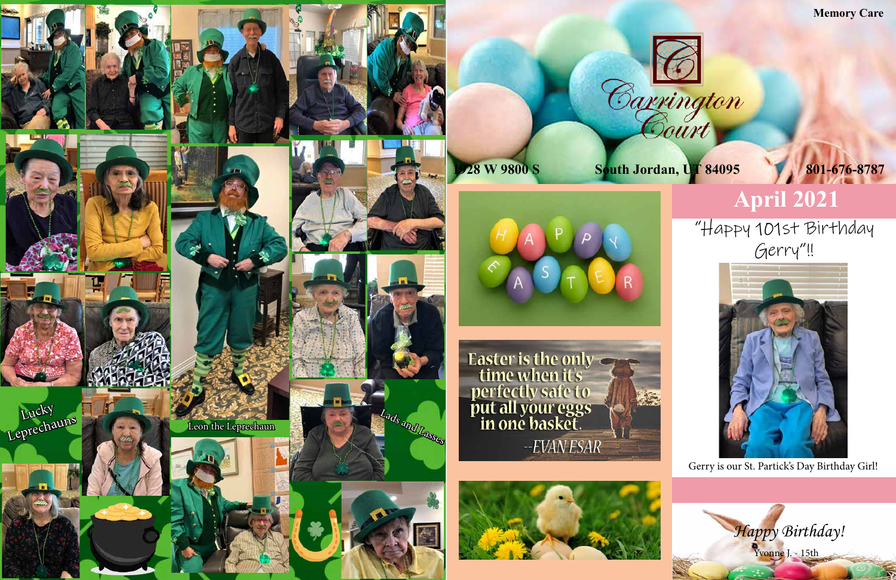Lucky Leprechauns

Leon the Leprechaun

Lads and Lasses

Memory Care

Carrington Court

1928 W 9800 S South Jordan, UT 84095 801-676-8787

HAPPY EASTER

Easter is the only time when it's perfectly safe to put all your eggs in one basket.

--EVAN ESAR

## April 2021

"Happy 101st Birthday Gerry"!!

Gerry is our St. Partick's Day Birthday Girl!

*Happy Birthday!*

Yvonne J. - 15th